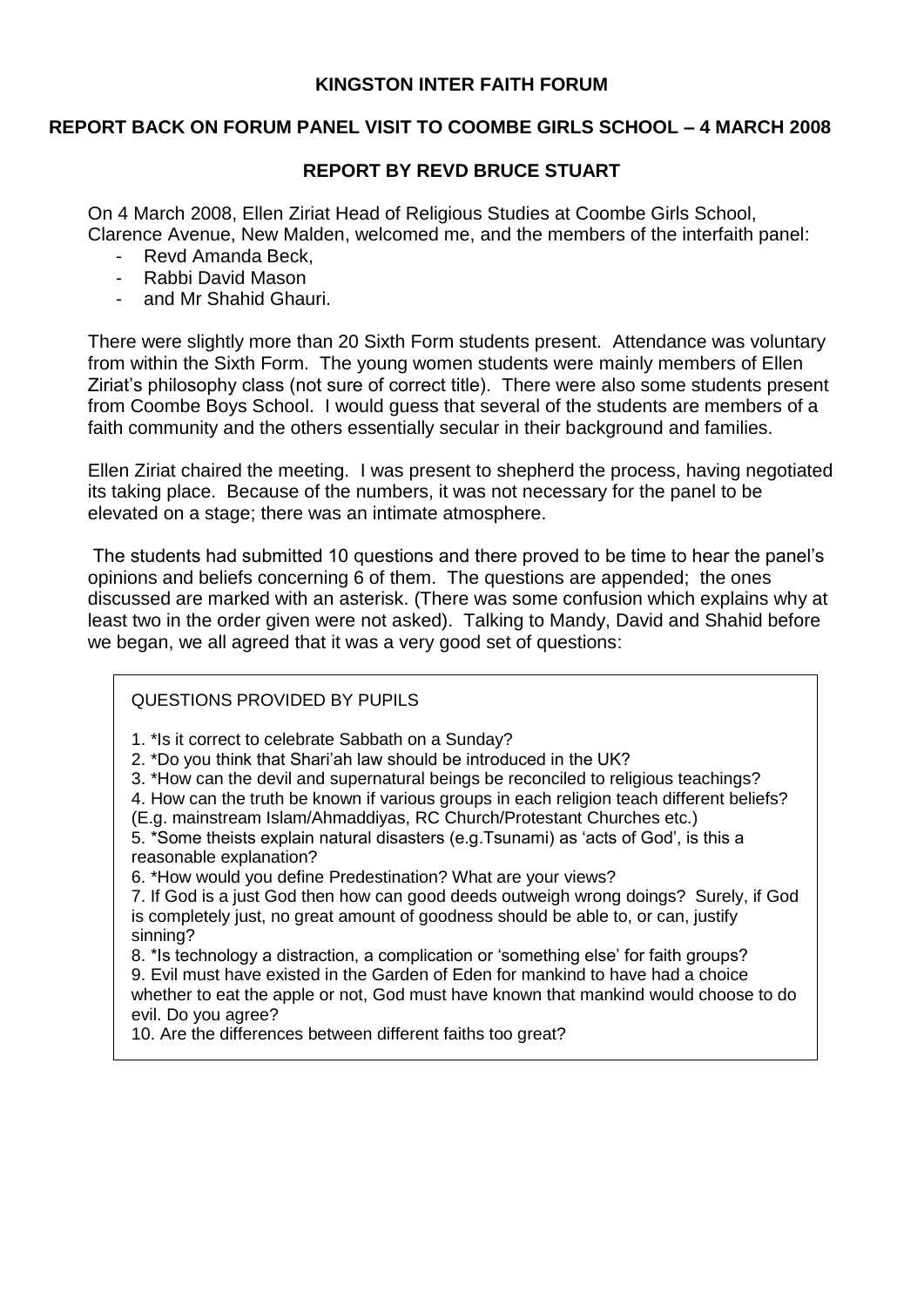# KINGSTON INTER FAITH FORUM

## REPORT BACK ON FORUM PANEL VISIT TO COOMBE GIRLS SCHOOL – 4 MARCH 2008

### REPORT BY REVD BRUCE STUART

On 4 March 2008, Ellen Ziriat Head of Religious Studies at Coombe Girls School, Clarence Avenue, New Malden, welcomed me, and the members of the interfaith panel:

- Revd Amanda Beck,
- Rabbi David Mason
- and Mr Shahid Ghauri.

There were slightly more than 20 Sixth Form students present. Attendance was voluntary from within the Sixth Form. The young women students were mainly members of Ellen Ziriat's philosophy class (not sure of correct title). There were also some students present from Coombe Boys School. I would guess that several of the students are members of a faith community and the others essentially secular in their background and families.

Ellen Ziriat chaired the meeting. I was present to shepherd the process, having negotiated its taking place. Because of the numbers, it was not necessary for the panel to be elevated on a stage; there was an intimate atmosphere.

The students had submitted 10 questions and there proved to be time to hear the panel's opinions and beliefs concerning 6 of them. The questions are appended; the ones discussed are marked with an asterisk. (There was some confusion which explains why at least two in the order given were not asked). Talking to Mandy, David and Shahid before we began, we all agreed that it was a very good set of questions:

QUESTIONS PROVIDED BY PUPILS

1. *Is it correct to celebrate Sabbath on a Sunday?
2. *Do you think that Shari'ah law should be introduced in the UK?
3. *How can the devil and supernatural beings be reconciled to religious teachings?
4. How can the truth be known if various groups in each religion teach different beliefs? (E.g. mainstream Islam/Ahmaddiyas, RC Church/Protestant Churches etc.)
5. *Some theists explain natural disasters (e.g.Tsunami) as 'acts of God', is this a reasonable explanation?
6. *How would you define Predestination? What are your views?
7. If God is a just God then how can good deeds outweigh wrong doings? Surely, if God is completely just, no great amount of goodness should be able to, or can, justify sinning?
8. *Is technology a distraction, a complication or 'something else' for faith groups?
9. Evil must have existed in the Garden of Eden for mankind to have had a choice whether to eat the apple or not, God must have known that mankind would choose to do evil. Do you agree?
10. Are the differences between different faiths too great?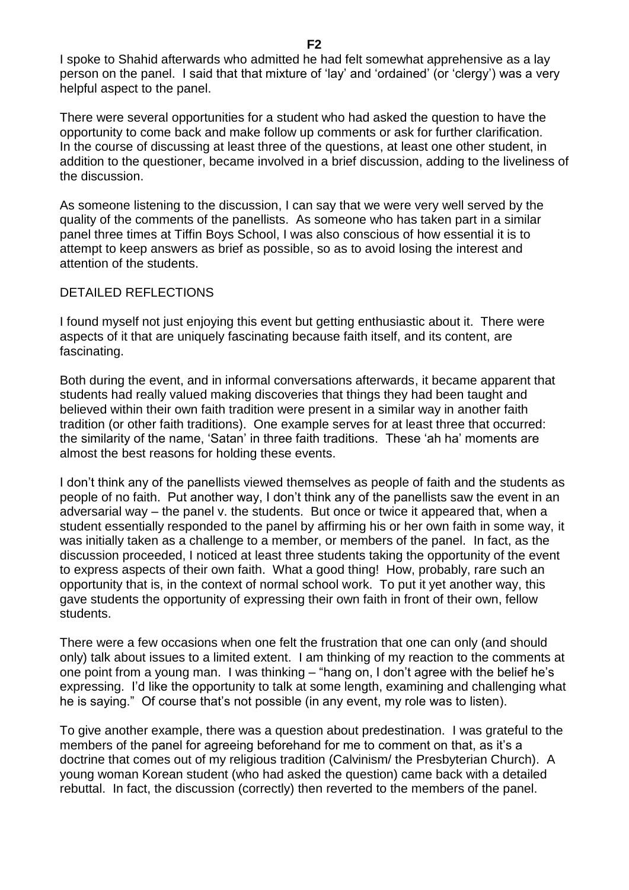I spoke to Shahid afterwards who admitted he had felt somewhat apprehensive as a lay person on the panel. I said that that mixture of 'lay' and 'ordained' (or 'clergy') was a very helpful aspect to the panel.

There were several opportunities for a student who had asked the question to have the opportunity to come back and make follow up comments or ask for further clarification. In the course of discussing at least three of the questions, at least one other student, in addition to the questioner, became involved in a brief discussion, adding to the liveliness of the discussion.

As someone listening to the discussion, I can say that we were very well served by the quality of the comments of the panellists. As someone who has taken part in a similar panel three times at Tiffin Boys School, I was also conscious of how essential it is to attempt to keep answers as brief as possible, so as to avoid losing the interest and attention of the students.

## DETAILED REFLECTIONS

I found myself not just enjoying this event but getting enthusiastic about it. There were aspects of it that are uniquely fascinating because faith itself, and its content, are fascinating.

Both during the event, and in informal conversations afterwards, it became apparent that students had really valued making discoveries that things they had been taught and believed within their own faith tradition were present in a similar way in another faith tradition (or other faith traditions). One example serves for at least three that occurred: the similarity of the name, 'Satan' in three faith traditions. These 'ah ha' moments are almost the best reasons for holding these events.

I don't think any of the panellists viewed themselves as people of faith and the students as people of no faith. Put another way, I don't think any of the panellists saw the event in an adversarial way – the panel v. the students. But once or twice it appeared that, when a student essentially responded to the panel by affirming his or her own faith in some way, it was initially taken as a challenge to a member, or members of the panel. In fact, as the discussion proceeded, I noticed at least three students taking the opportunity of the event to express aspects of their own faith. What a good thing! How, probably, rare such an opportunity that is, in the context of normal school work. To put it yet another way, this gave students the opportunity of expressing their own faith in front of their own, fellow students.

There were a few occasions when one felt the frustration that one can only (and should only) talk about issues to a limited extent. I am thinking of my reaction to the comments at one point from a young man. I was thinking – "hang on, I don't agree with the belief he's expressing. I'd like the opportunity to talk at some length, examining and challenging what he is saying." Of course that's not possible (in any event, my role was to listen).

To give another example, there was a question about predestination. I was grateful to the members of the panel for agreeing beforehand for me to comment on that, as it's a doctrine that comes out of my religious tradition (Calvinism/ the Presbyterian Church). A young woman Korean student (who had asked the question) came back with a detailed rebuttal. In fact, the discussion (correctly) then reverted to the members of the panel.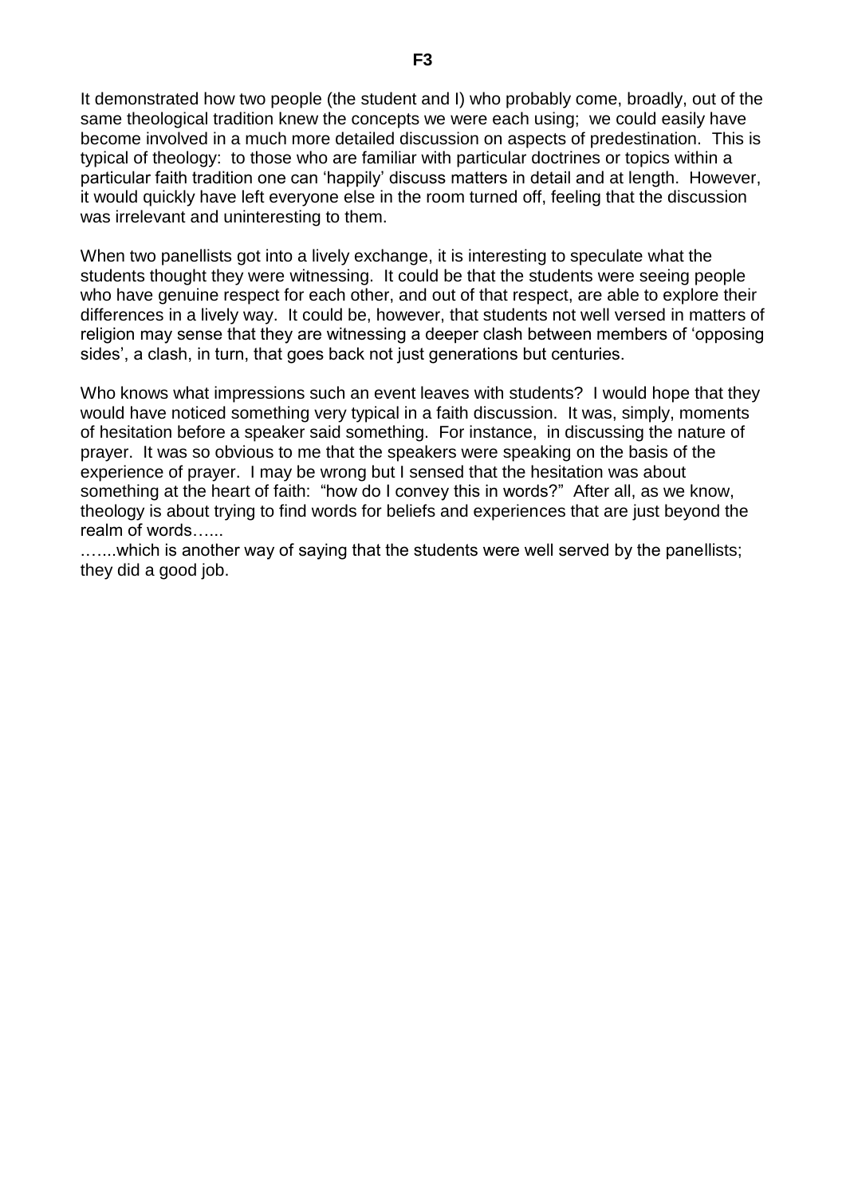It demonstrated how two people (the student and I) who probably come, broadly, out of the same theological tradition knew the concepts we were each using; we could easily have become involved in a much more detailed discussion on aspects of predestination. This is typical of theology: to those who are familiar with particular doctrines or topics within a particular faith tradition one can 'happily' discuss matters in detail and at length. However, it would quickly have left everyone else in the room turned off, feeling that the discussion was irrelevant and uninteresting to them.

When two panellists got into a lively exchange, it is interesting to speculate what the students thought they were witnessing. It could be that the students were seeing people who have genuine respect for each other, and out of that respect, are able to explore their differences in a lively way. It could be, however, that students not well versed in matters of religion may sense that they are witnessing a deeper clash between members of 'opposing sides', a clash, in turn, that goes back not just generations but centuries.

Who knows what impressions such an event leaves with students? I would hope that they would have noticed something very typical in a faith discussion. It was, simply, moments of hesitation before a speaker said something. For instance, in discussing the nature of prayer. It was so obvious to me that the speakers were speaking on the basis of the experience of prayer. I may be wrong but I sensed that the hesitation was about something at the heart of faith: "how do I convey this in words?" After all, as we know, theology is about trying to find words for beliefs and experiences that are just beyond the realm of words…...

…....which is another way of saying that the students were well served by the panellists; they did a good job.